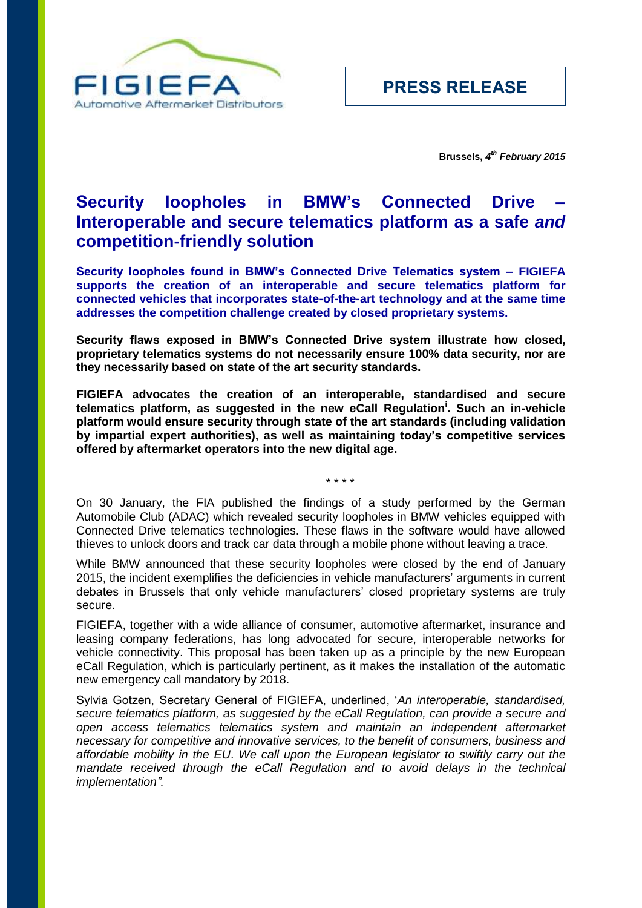FIGIEFA

Automotive Aftermarket Distributors

**PRESS RELEASE**

**Brussels, *4th February 2015***

# Security loopholes in BMW's Connected Drive – Interoperable and secure telematics platform as a safe *and* competition-friendly solution

**Security loopholes found in BMW's Connected Drive Telematics system – FIGIEFA supports the creation of an interoperable and secure telematics platform for connected vehicles that incorporates state-of-the-art technology and at the same time addresses the competition challenge created by closed proprietary systems.**

**Security flaws exposed in BMW's Connected Drive system illustrate how closed, proprietary telematics systems do not necessarily ensure 100% data security, nor are they necessarily based on state of the art security standards.**

**FIGIEFA advocates the creation of an interoperable, standardised and secure telematics platform, as suggested in the new eCall Regulation[i]. Such an in-vehicle platform would ensure security through state of the art standards (including validation by impartial expert authorities), as well as maintaining today's competitive services offered by aftermarket operators into the new digital age.**

\* \* \* \*

On 30 January, the FIA published the findings of a study performed by the German Automobile Club (ADAC) which revealed security loopholes in BMW vehicles equipped with Connected Drive telematics technologies. These flaws in the software would have allowed thieves to unlock doors and track car data through a mobile phone without leaving a trace.

While BMW announced that these security loopholes were closed by the end of January 2015, the incident exemplifies the deficiencies in vehicle manufacturers' arguments in current debates in Brussels that only vehicle manufacturers' closed proprietary systems are truly secure.

FIGIEFA, together with a wide alliance of consumer, automotive aftermarket, insurance and leasing company federations, has long advocated for secure, interoperable networks for vehicle connectivity. This proposal has been taken up as a principle by the new European eCall Regulation, which is particularly pertinent, as it makes the installation of the automatic new emergency call mandatory by 2018.

Sylvia Gotzen, Secretary General of FIGIEFA, underlined, '*An interoperable, standardised, secure telematics platform, as suggested by the eCall Regulation, can provide a secure and open access telematics telematics system and maintain an independent aftermarket necessary for competitive and innovative services, to the benefit of consumers, business and affordable mobility in the EU*. *We call upon the European legislator to swiftly carry out the mandate received through the eCall Regulation and to avoid delays in the technical implementation".*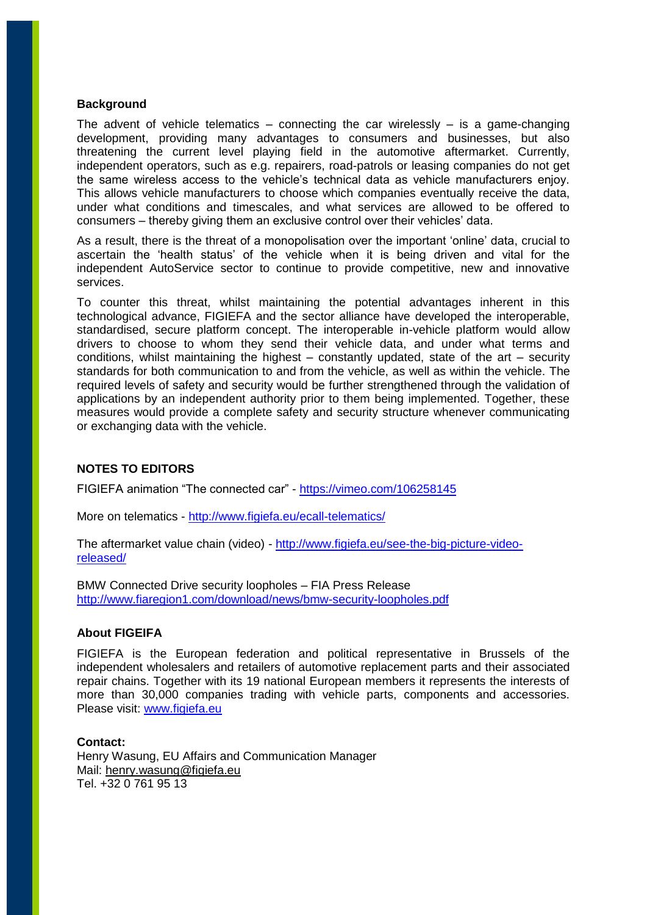## Background

The advent of vehicle telematics – connecting the car wirelessly – is a game-changing development, providing many advantages to consumers and businesses, but also threatening the current level playing field in the automotive aftermarket. Currently, independent operators, such as e.g. repairers, road-patrols or leasing companies do not get the same wireless access to the vehicle's technical data as vehicle manufacturers enjoy. This allows vehicle manufacturers to choose which companies eventually receive the data, under what conditions and timescales, and what services are allowed to be offered to consumers – thereby giving them an exclusive control over their vehicles' data.

As a result, there is the threat of a monopolisation over the important 'online' data, crucial to ascertain the 'health status' of the vehicle when it is being driven and vital for the independent AutoService sector to continue to provide competitive, new and innovative services.

To counter this threat, whilst maintaining the potential advantages inherent in this technological advance, FIGIEFA and the sector alliance have developed the interoperable, standardised, secure platform concept. The interoperable in-vehicle platform would allow drivers to choose to whom they send their vehicle data, and under what terms and conditions, whilst maintaining the highest – constantly updated, state of the art – security standards for both communication to and from the vehicle, as well as within the vehicle. The required levels of safety and security would be further strengthened through the validation of applications by an independent authority prior to them being implemented. Together, these measures would provide a complete safety and security structure whenever communicating or exchanging data with the vehicle.

## NOTES TO EDITORS

FIGIEFA animation "The connected car" - https://vimeo.com/106258145

More on telematics - http://www.figiefa.eu/ecall-telematics/

The aftermarket value chain (video) - http://www.figiefa.eu/see-the-big-picture-video-released/

BMW Connected Drive security loopholes – FIA Press Release
http://www.fiaregion1.com/download/news/bmw-security-loopholes.pdf

## About FIGEIFA

FIGIEFA is the European federation and political representative in Brussels of the independent wholesalers and retailers of automotive replacement parts and their associated repair chains. Together with its 19 national European members it represents the interests of more than 30,000 companies trading with vehicle parts, components and accessories. Please visit: www.figiefa.eu

**Contact:**
Henry Wasung, EU Affairs and Communication Manager
Mail: henry.wasung@figiefa.eu
Tel. +32 0 761 95 13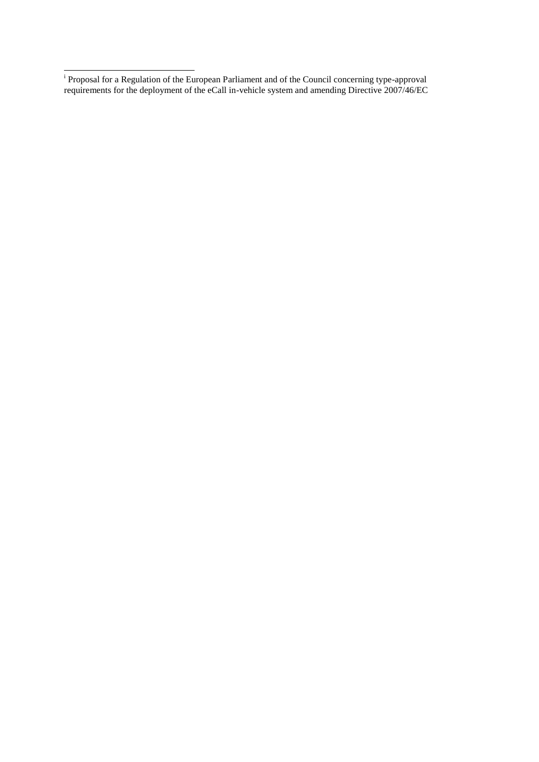[i] Proposal for a Regulation of the European Parliament and of the Council concerning type-approval requirements for the deployment of the eCall in-vehicle system and amending Directive 2007/46/EC